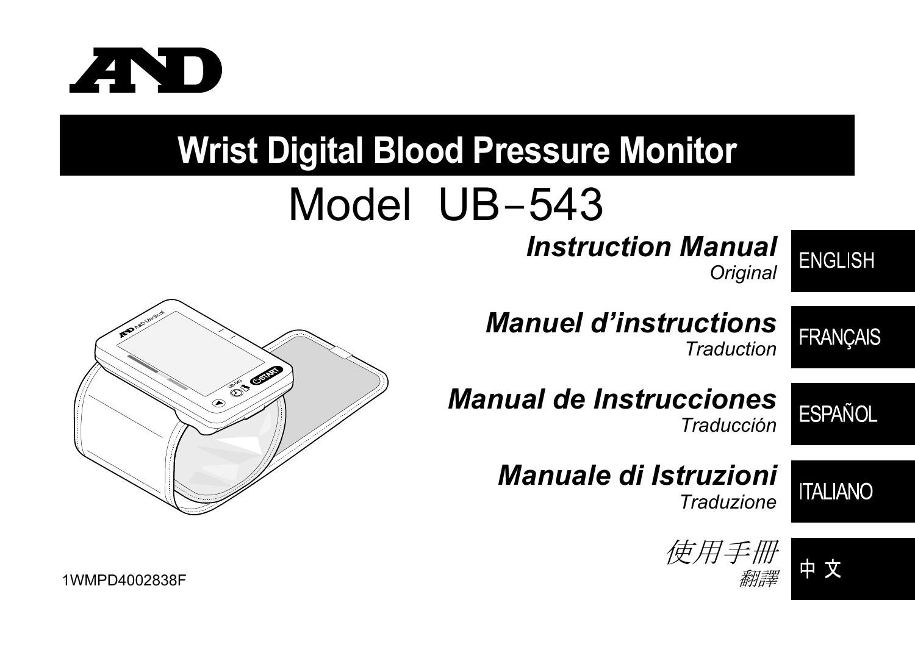A&D

# Wrist Digital Blood Pressure Monitor

## Model UB-543

***Instruction Manual***
*Original*

ENGLISH

***Manuel d'instructions***
*Traduction*

FRANÇAIS

***Manual de Instrucciones***
*Traducción*

ESPAÑOL

***Manuale di Istruzioni***
*Traduzione*

ITALIANO

*使用手冊*
*翻譯*

中 文

1WMPD4002838F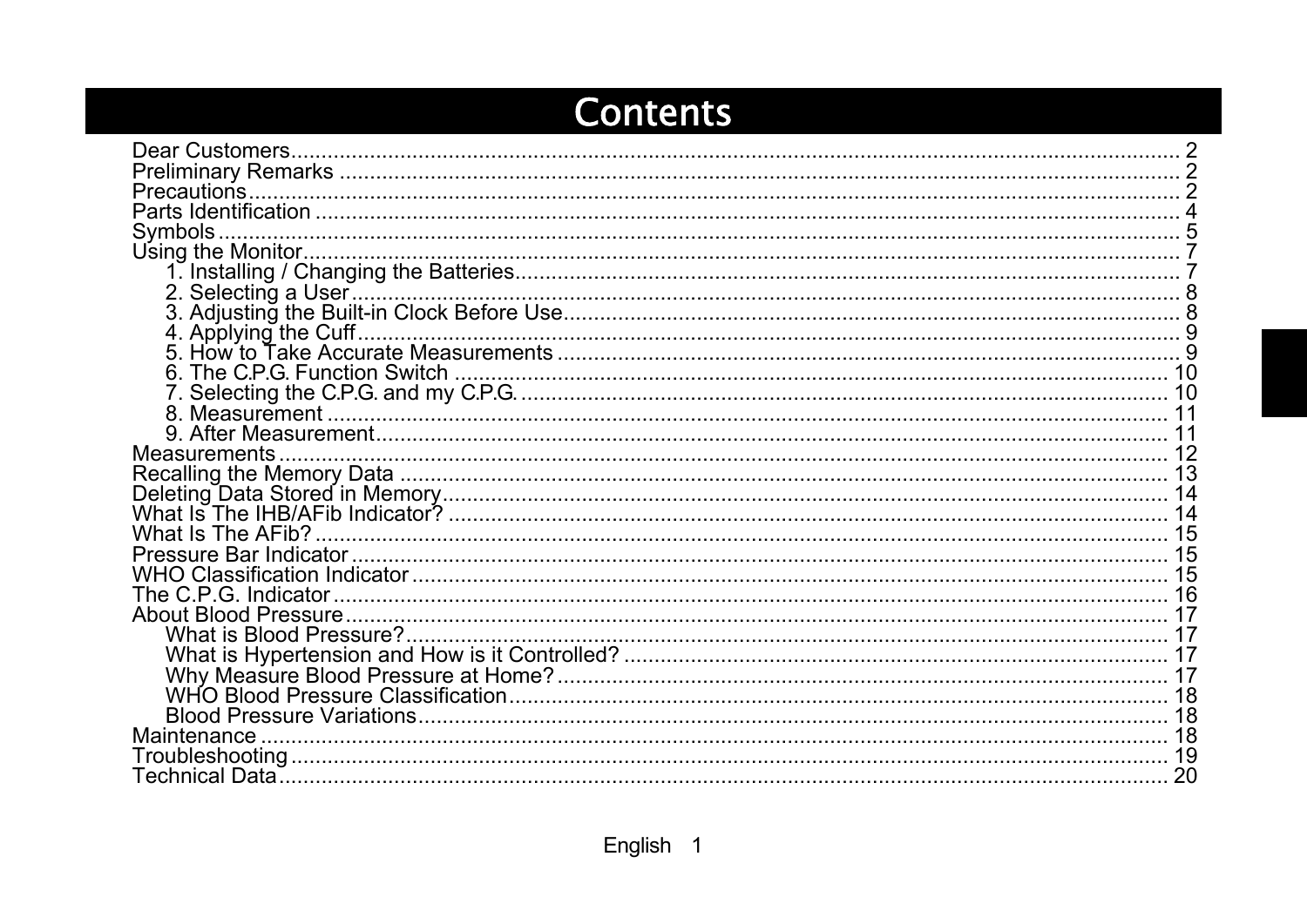# Contents

Dear Customers.......................................................................................................................... 2
Preliminary Remarks ................................................................................................................. 2
Precautions................................................................................................................................ 2
Parts Identification .................................................................................................................... 4
Symbols ..................................................................................................................................... 5
Using the Monitor....................................................................................................................... 7
- 1. Installing / Changing the Batteries................................................................................. 7
- 2. Selecting a User............................................................................................................. 8
- 3. Adjusting the Built-in Clock Before Use.......................................................................... 8
- 4. Applying the Cuff............................................................................................................ 9
- 5. How to Take Accurate Measurements .......................................................................... 9
- 6. The C.P.G. Function Switch ......................................................................................... 10
- 7. Selecting the C.P.G. and my C.P.G. ............................................................................ 10
- 8. Measurement ............................................................................................................... 11
- 9. After Measurement....................................................................................................... 11

Measurements ......................................................................................................................... 12
Recalling the Memory Data ..................................................................................................... 13
Deleting Data Stored in Memory.............................................................................................. 14
What Is The IHB/AFib Indicator? ............................................................................................ 14
What Is The AFib? .................................................................................................................. 15
Pressure Bar Indicator ............................................................................................................ 15
WHO Classification Indicator .................................................................................................. 15
The C.P.G. Indicator ............................................................................................................... 16
About Blood Pressure.............................................................................................................. 17
- What is Blood Pressure?.................................................................................................. 17
- What is Hypertension and How is it Controlled? ............................................................. 17
- Why Measure Blood Pressure at Home? ......................................................................... 17
- WHO Blood Pressure Classification................................................................................. 18
- Blood Pressure Variations................................................................................................. 18

Maintenance ............................................................................................................................ 18
Troubleshooting ....................................................................................................................... 19
Technical Data......................................................................................................................... 20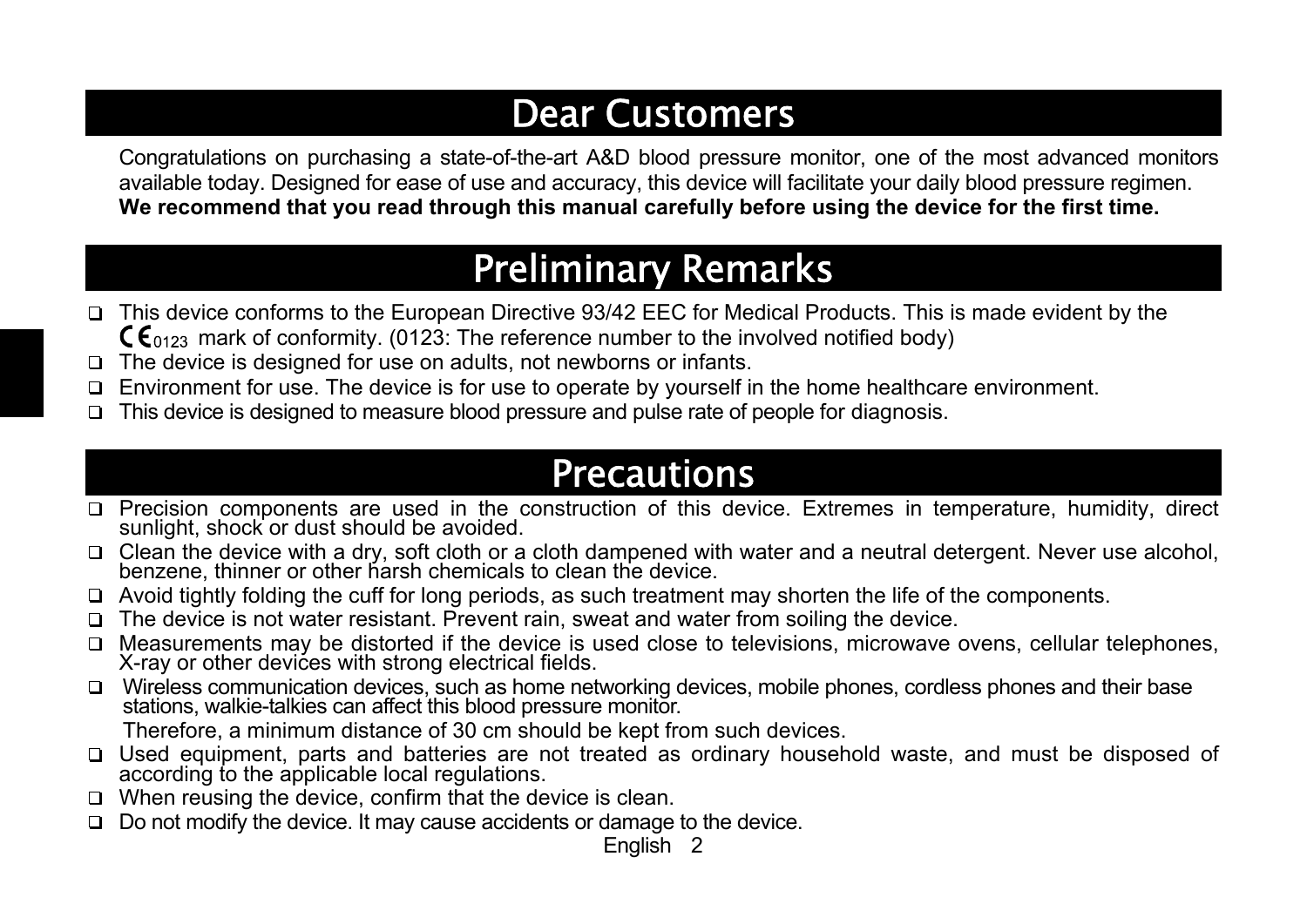# Dear Customers

Congratulations on purchasing a state-of-the-art A&D blood pressure monitor, one of the most advanced monitors available today. Designed for ease of use and accuracy, this device will facilitate your daily blood pressure regimen.
**We recommend that you read through this manual carefully before using the device for the first time.**

# Preliminary Remarks

- This device conforms to the European Directive 93/42 EEC for Medical Products. This is made evident by the CE 0123 mark of conformity. (0123: The reference number to the involved notified body)
- The device is designed for use on adults, not newborns or infants.
- Environment for use. The device is for use to operate by yourself in the home healthcare environment.
- This device is designed to measure blood pressure and pulse rate of people for diagnosis.

# Precautions

- Precision components are used in the construction of this device. Extremes in temperature, humidity, direct sunlight, shock or dust should be avoided.
- Clean the device with a dry, soft cloth or a cloth dampened with water and a neutral detergent. Never use alcohol, benzene, thinner or other harsh chemicals to clean the device.
- Avoid tightly folding the cuff for long periods, as such treatment may shorten the life of the components.
- The device is not water resistant. Prevent rain, sweat and water from soiling the device.
- Measurements may be distorted if the device is used close to televisions, microwave ovens, cellular telephones, X-ray or other devices with strong electrical fields.
- Wireless communication devices, such as home networking devices, mobile phones, cordless phones and their base stations, walkie-talkies can affect this blood pressure monitor.
  Therefore, a minimum distance of 30 cm should be kept from such devices.
- Used equipment, parts and batteries are not treated as ordinary household waste, and must be disposed of according to the applicable local regulations.
- When reusing the device, confirm that the device is clean.
- Do not modify the device. It may cause accidents or damage to the device.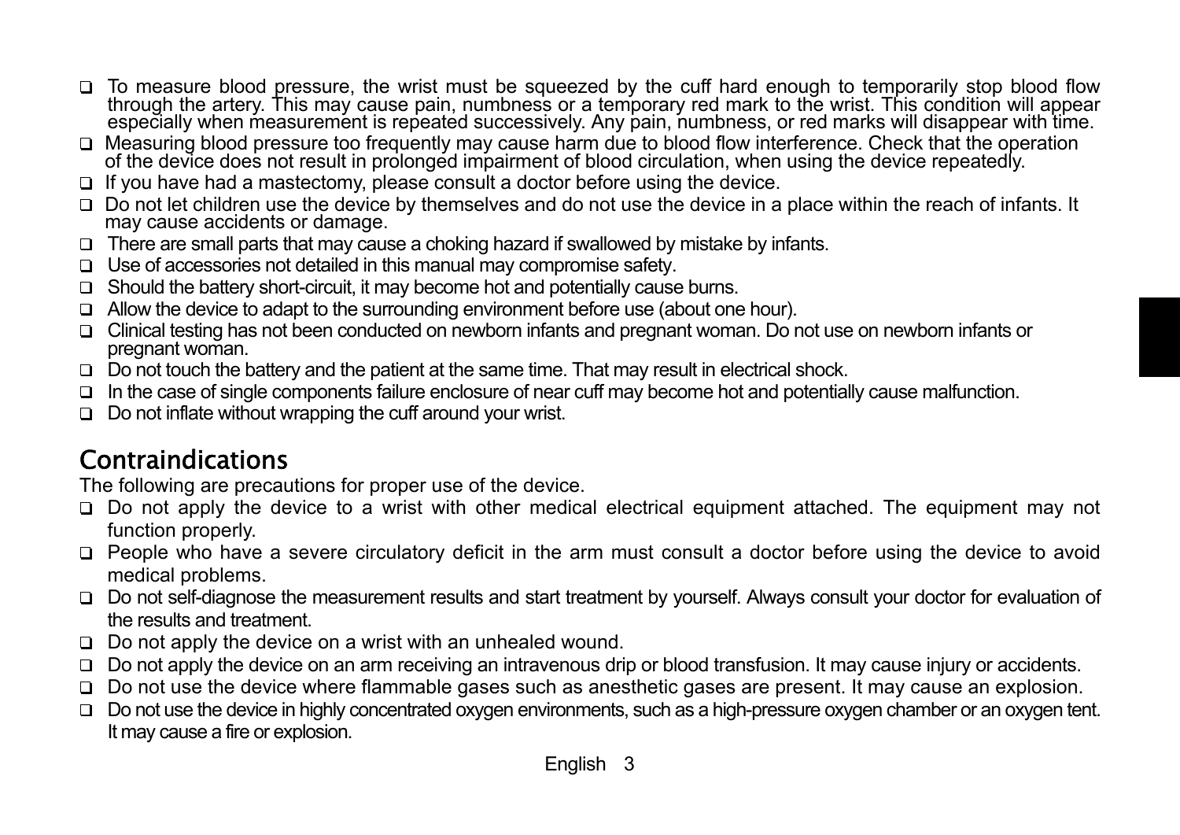- To measure blood pressure, the wrist must be squeezed by the cuff hard enough to temporarily stop blood flow through the artery. This may cause pain, numbness or a temporary red mark to the wrist. This condition will appear especially when measurement is repeated successively. Any pain, numbness, or red marks will disappear with time.
- Measuring blood pressure too frequently may cause harm due to blood flow interference. Check that the operation of the device does not result in prolonged impairment of blood circulation, when using the device repeatedly.
- If you have had a mastectomy, please consult a doctor before using the device.
- Do not let children use the device by themselves and do not use the device in a place within the reach of infants. It may cause accidents or damage.
- There are small parts that may cause a choking hazard if swallowed by mistake by infants.
- Use of accessories not detailed in this manual may compromise safety.
- Should the battery short-circuit, it may become hot and potentially cause burns.
- Allow the device to adapt to the surrounding environment before use (about one hour).
- Clinical testing has not been conducted on newborn infants and pregnant woman. Do not use on newborn infants or pregnant woman.
- Do not touch the battery and the patient at the same time. That may result in electrical shock.
- In the case of single components failure enclosure of near cuff may become hot and potentially cause malfunction.
- Do not inflate without wrapping the cuff around your wrist.

## Contraindications

The following are precautions for proper use of the device.

- Do not apply the device to a wrist with other medical electrical equipment attached. The equipment may not function properly.
- People who have a severe circulatory deficit in the arm must consult a doctor before using the device to avoid medical problems.
- Do not self-diagnose the measurement results and start treatment by yourself. Always consult your doctor for evaluation of the results and treatment.
- Do not apply the device on a wrist with an unhealed wound.
- Do not apply the device on an arm receiving an intravenous drip or blood transfusion. It may cause injury or accidents.
- Do not use the device where flammable gases such as anesthetic gases are present. It may cause an explosion.
- Do not use the device in highly concentrated oxygen environments, such as a high-pressure oxygen chamber or an oxygen tent. It may cause a fire or explosion.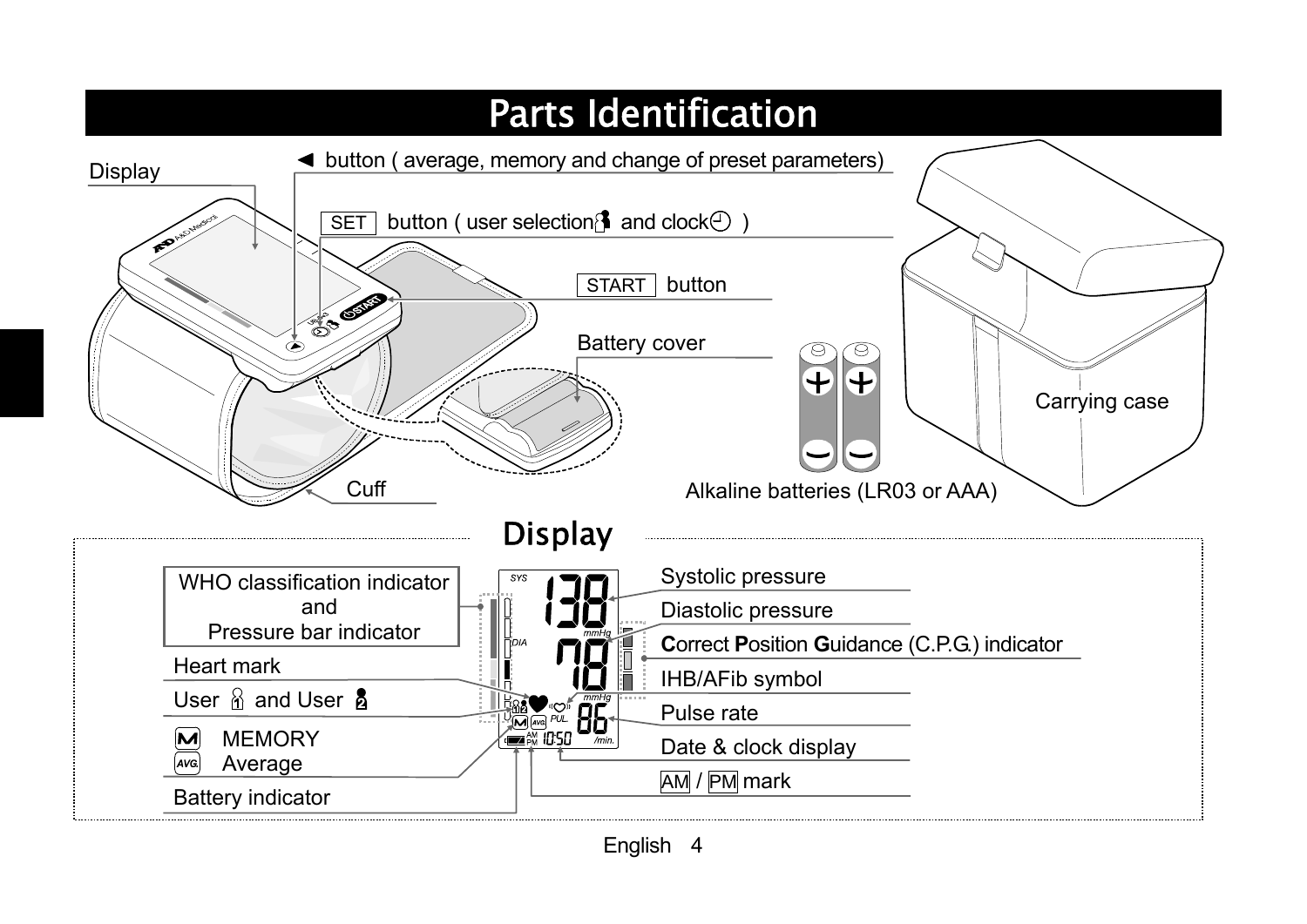# Parts Identification

Display

◄ button ( average, memory and change of preset parameters)

SET button ( user selection and clock )

START button

Battery cover

Carrying case

Cuff

Alkaline batteries (LR03 or AAA)

## Display

- WHO classification indicator and Pressure bar indicator
- Heart mark
- User 1 and User 2
- MEMORY
- Average
- Battery indicator
- Systolic pressure
- Diastolic pressure
- **C**orrect **P**osition **G**uidance (C.P.G.) indicator
- IHB/AFib symbol
- Pulse rate
- Date & clock display
- AM / PM mark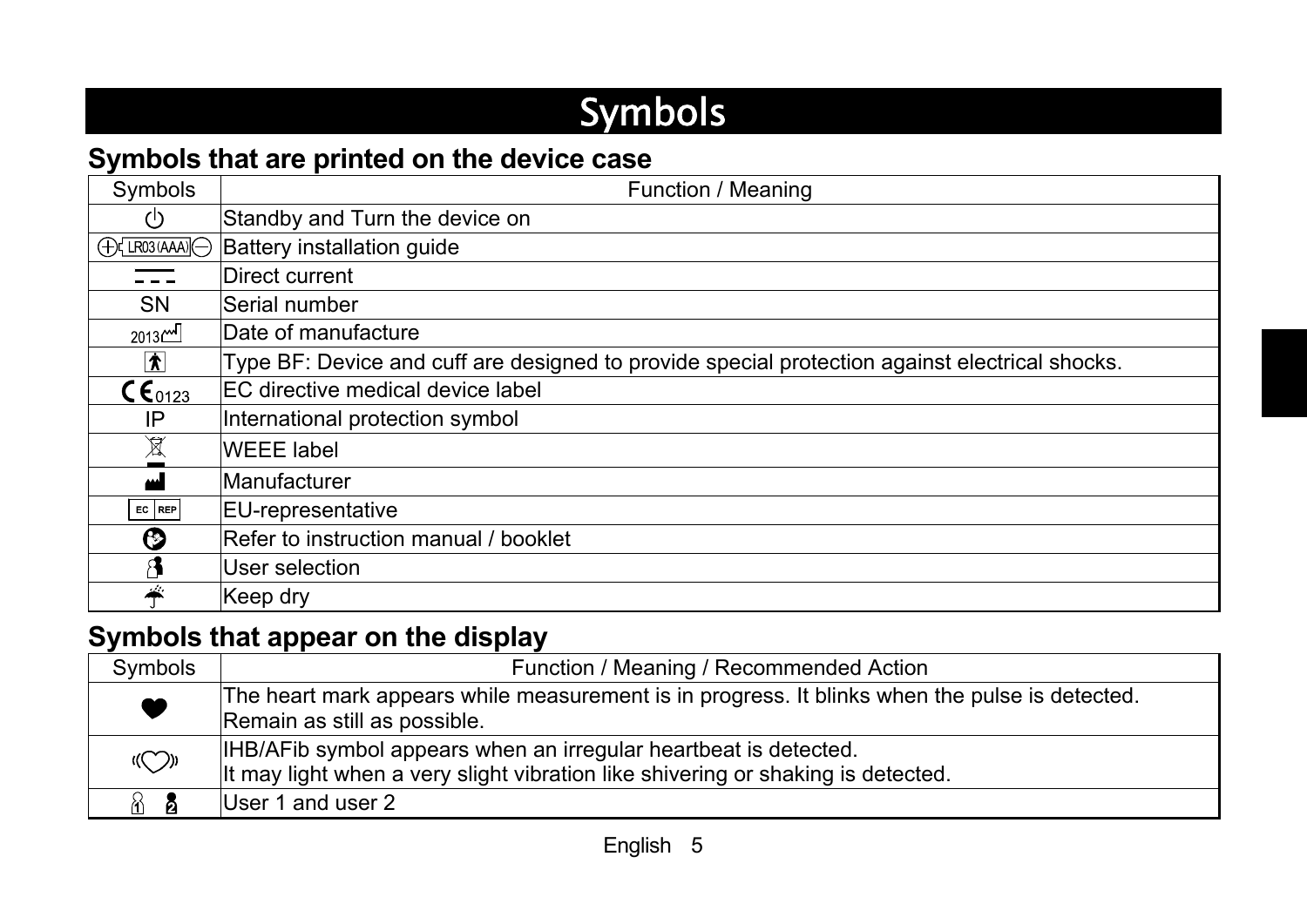# Symbols

## Symbols that are printed on the device case

| Symbols | Function / Meaning |
|---|---|
| ⏻ | Standby and Turn the device on |
| ⊕ LR03 (AAA) ⊖ | Battery installation guide |
| ⎓ | Direct current |
| SN | Serial number |
| 2013 | Date of manufacture |
| | Type BF: Device and cuff are designed to provide special protection against electrical shocks. |
| CE0123 | EC directive medical device label |
| IP | International protection symbol |
| | WEEE label |
| | Manufacturer |
| EC REP | EU-representative |
| | Refer to instruction manual / booklet |
| | User selection |
| | Keep dry |

## Symbols that appear on the display

| Symbols | Function / Meaning / Recommended Action |
|---|---|
| ♥ | The heart mark appears while measurement is in progress. It blinks when the pulse is detected. Remain as still as possible. |
| ((♡)) | IHB/AFib symbol appears when an irregular heartbeat is detected. It may light when a very slight vibration like shivering or shaking is detected. |
| 1 2 | User 1 and user 2 |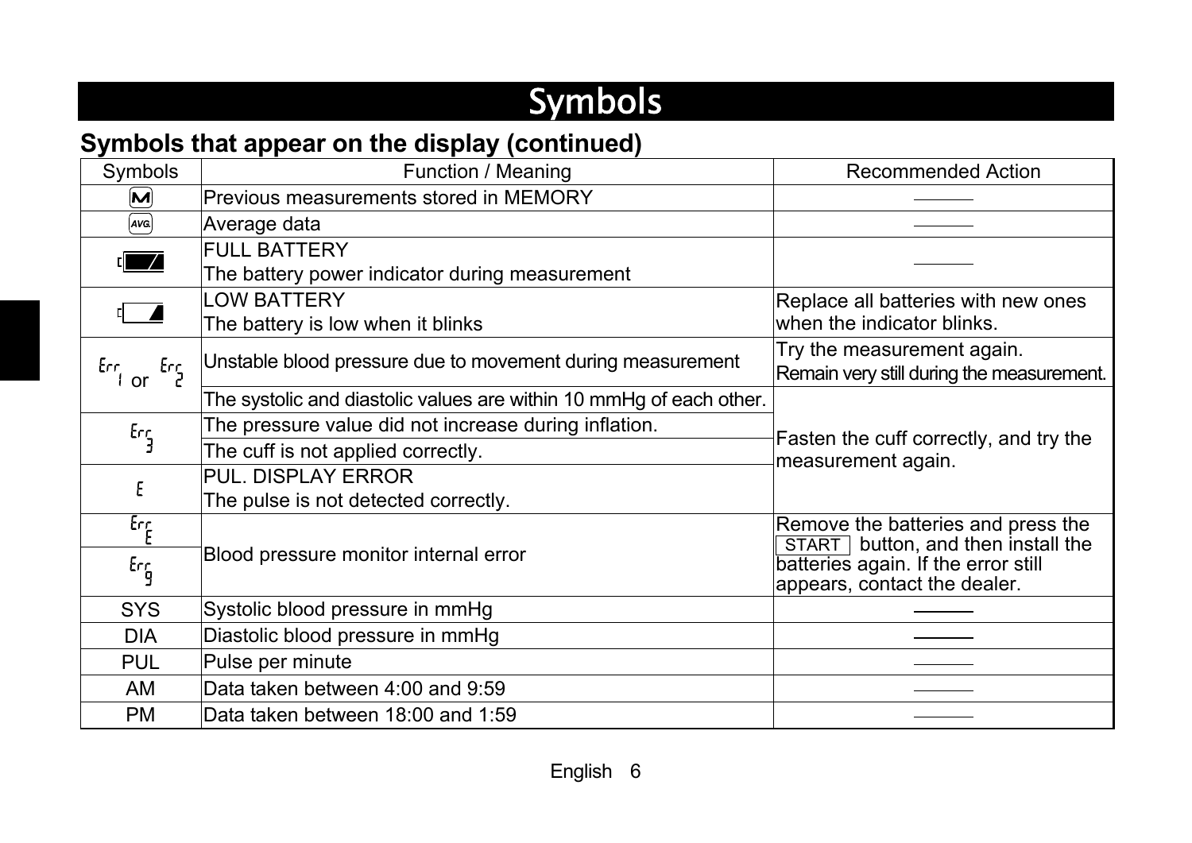# Symbols

## Symbols that appear on the display (continued)

| Symbols | Function / Meaning | Recommended Action |
|---|---|---|
| M | Previous measurements stored in MEMORY | ——— |
| AVG. | Average data | ——— |
| Full battery icon | FULL BATTERY<br>The battery power indicator during measurement | ——— |
| Low battery icon | LOW BATTERY<br>The battery is low when it blinks | Replace all batteries with new ones when the indicator blinks. |
| Err 1 or Err 2 | Unstable blood pressure due to movement during measurement | Try the measurement again.<br>Remain very still during the measurement. |
| Err 1 or Err 2 | The systolic and diastolic values are within 10 mmHg of each other. | Fasten the cuff correctly, and try the measurement again. |
| Err 3 | The pressure value did not increase during inflation. | Fasten the cuff correctly, and try the measurement again. |
| Err 3 | The cuff is not applied correctly. | Fasten the cuff correctly, and try the measurement again. |
| E | PUL. DISPLAY ERROR<br>The pulse is not detected correctly. | Fasten the cuff correctly, and try the measurement again. |
| Err E | Blood pressure monitor internal error | Remove the batteries and press the START button, and then install the batteries again. If the error still appears, contact the dealer. |
| Err 9 | Blood pressure monitor internal error | Remove the batteries and press the START button, and then install the batteries again. If the error still appears, contact the dealer. |
| SYS | Systolic blood pressure in mmHg | ——— |
| DIA | Diastolic blood pressure in mmHg | ——— |
| PUL | Pulse per minute | ——— |
| AM | Data taken between 4:00 and 9:59 | ——— |
| PM | Data taken between 18:00 and 1:59 | ——— |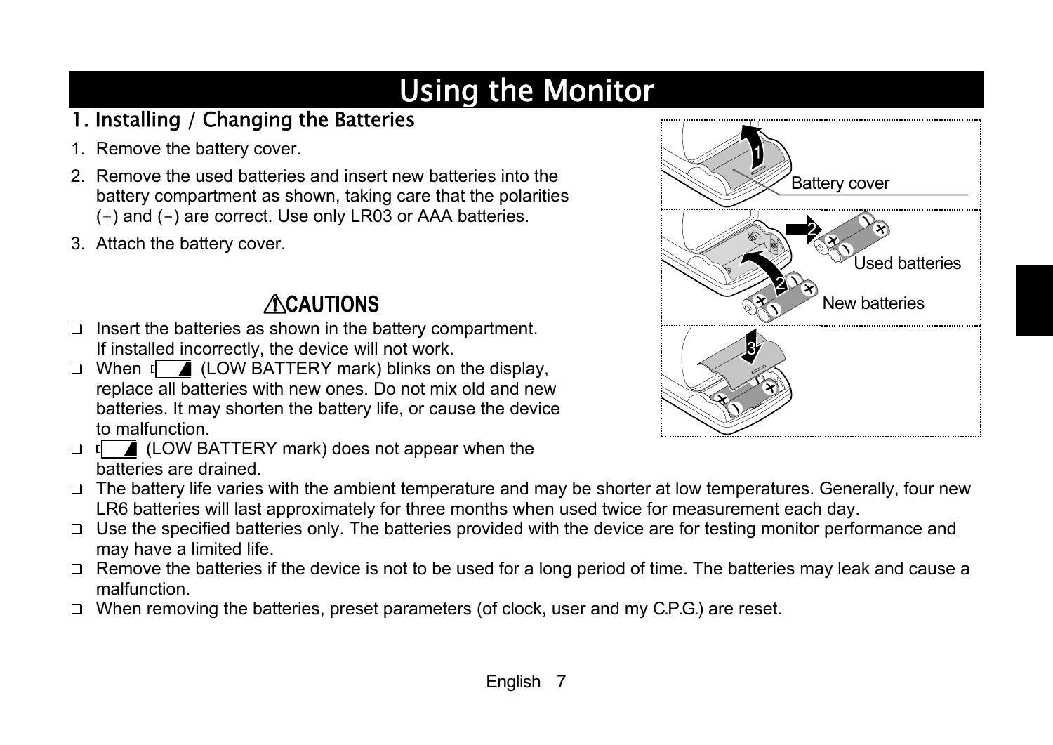# Using the Monitor

## 1. Installing / Changing the Batteries

1. Remove the battery cover.
2. Remove the used batteries and insert new batteries into the battery compartment as shown, taking care that the polarities (+) and (-) are correct. Use only LR03 or AAA batteries.
3. Attach the battery cover.

Battery cover

Used batteries

New batteries

### ⚠CAUTIONS

- Insert the batteries as shown in the battery compartment. If installed incorrectly, the device will not work.
- When (LOW BATTERY mark) blinks on the display, replace all batteries with new ones. Do not mix old and new batteries. It may shorten the battery life, or cause the device to malfunction.
- (LOW BATTERY mark) does not appear when the batteries are drained.
- The battery life varies with the ambient temperature and may be shorter at low temperatures. Generally, four new LR6 batteries will last approximately for three months when used twice for measurement each day.
- Use the specified batteries only. The batteries provided with the device are for testing monitor performance and may have a limited life.
- Remove the batteries if the device is not to be used for a long period of time. The batteries may leak and cause a malfunction.
- When removing the batteries, preset parameters (of clock, user and my C.P.G.) are reset.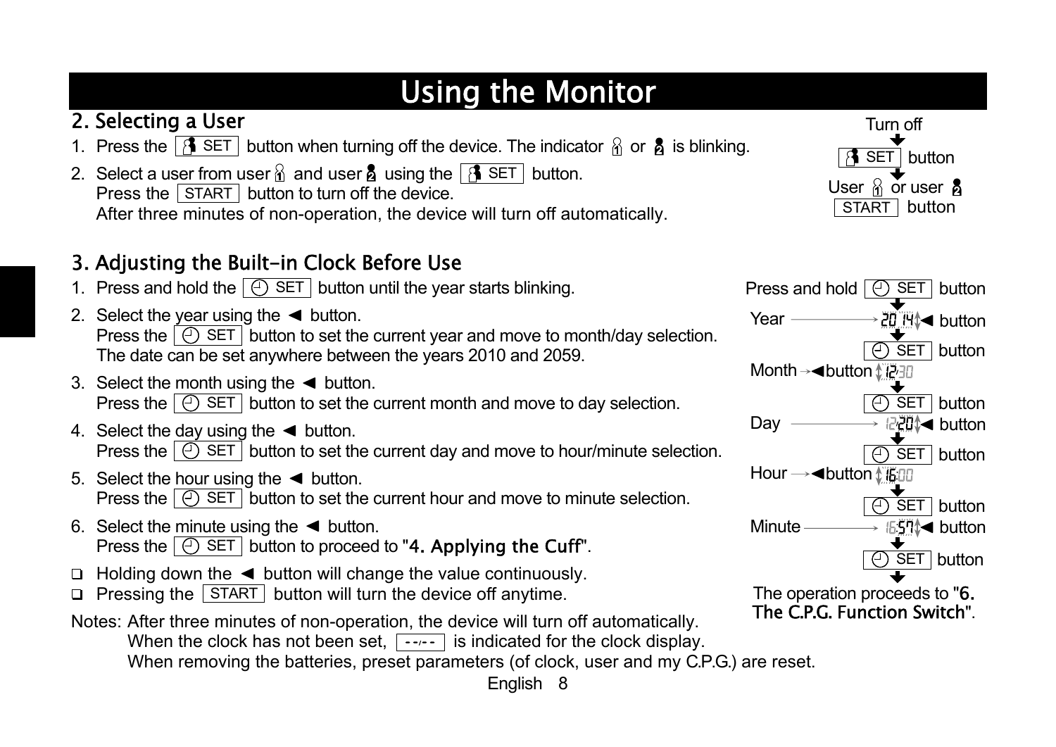# Using the Monitor

## 2. Selecting a User

1. Press the [SET] button when turning off the device. The indicator 1 or 2 is blinking.
2. Select a user from user 1 and user 2 using the [SET] button.
   Press the [START] button to turn off the device.
   After three minutes of non-operation, the device will turn off automatically.

Turn off
↓
[SET] button
↓
User 1 or user 2
[START] button

## 3. Adjusting the Built-in Clock Before Use

1. Press and hold the [SET] button until the year starts blinking.
2. Select the year using the ◄ button.
   Press the [SET] button to set the current year and move to month/day selection.
   The date can be set anywhere between the years 2010 and 2059.
3. Select the month using the ◄ button.
   Press the [SET] button to set the current month and move to day selection.
4. Select the day using the ◄ button.
   Press the [SET] button to set the current day and move to hour/minute selection.
5. Select the hour using the ◄ button.
   Press the [SET] button to set the current hour and move to minute selection.
6. Select the minute using the ◄ button.
   Press the [SET] button to proceed to "4. Applying the Cuff".

- Holding down the ◄ button will change the value continuously.
- Pressing the [START] button will turn the device off anytime.

Notes: After three minutes of non-operation, the device will turn off automatically.
When the clock has not been set, [--/--] is indicated for the clock display.
When removing the batteries, preset parameters (of clock, user and my C.P.G.) are reset.

Press and hold [SET] button
↓
Year → 2014 ◄ button
↓
[SET] button
Month → ◄ button 12 30
↓
[SET] button
Day → 12 20 ◄ button
↓
[SET] button
Hour → ◄ button 16:00
↓
[SET] button
Minute → 16:57 ◄ button
↓
[SET] button
↓
The operation proceeds to "6. The C.P.G. Function Switch".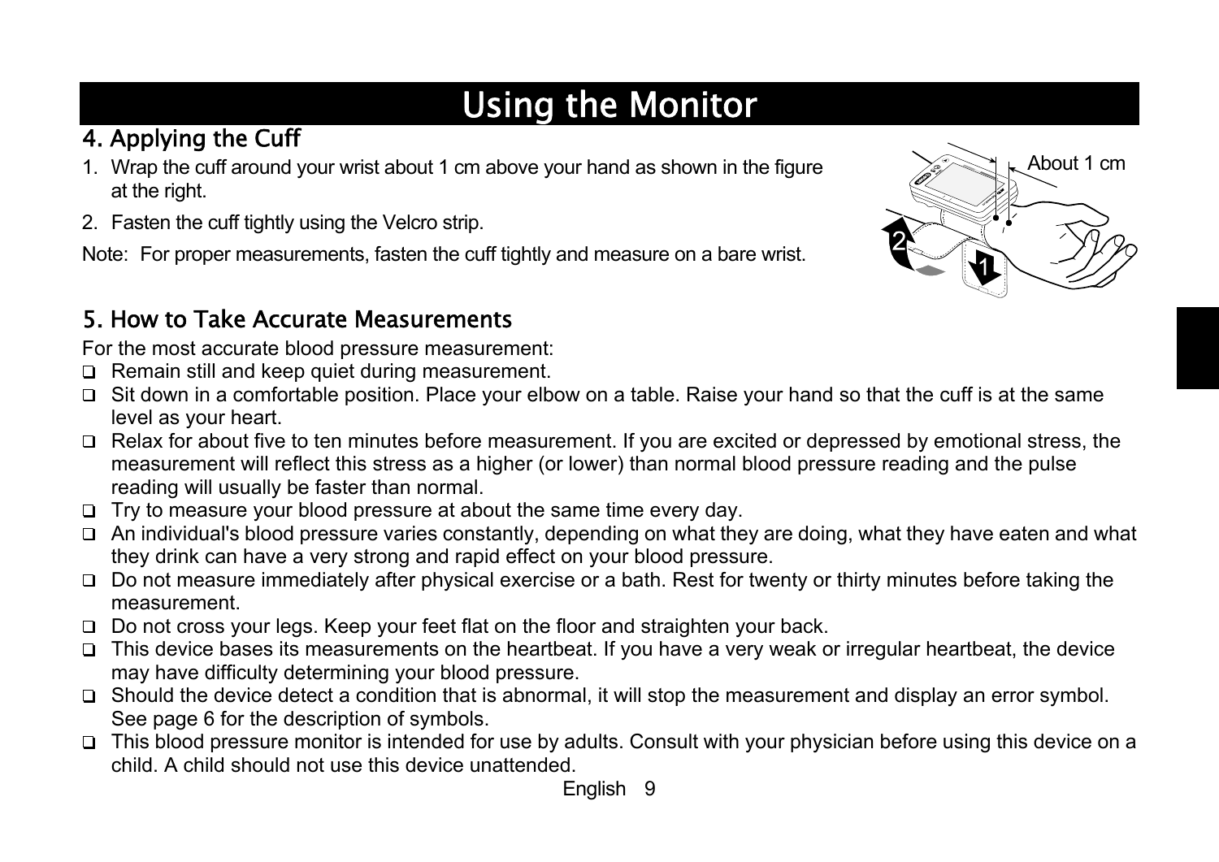# Using the Monitor

## 4. Applying the Cuff

1. Wrap the cuff around your wrist about 1 cm above your hand as shown in the figure at the right.
2. Fasten the cuff tightly using the Velcro strip.

Note: For proper measurements, fasten the cuff tightly and measure on a bare wrist.

About 1 cm

## 5. How to Take Accurate Measurements

For the most accurate blood pressure measurement:

- Remain still and keep quiet during measurement.
- Sit down in a comfortable position. Place your elbow on a table. Raise your hand so that the cuff is at the same level as your heart.
- Relax for about five to ten minutes before measurement. If you are excited or depressed by emotional stress, the measurement will reflect this stress as a higher (or lower) than normal blood pressure reading and the pulse reading will usually be faster than normal.
- Try to measure your blood pressure at about the same time every day.
- An individual's blood pressure varies constantly, depending on what they are doing, what they have eaten and what they drink can have a very strong and rapid effect on your blood pressure.
- Do not measure immediately after physical exercise or a bath. Rest for twenty or thirty minutes before taking the measurement.
- Do not cross your legs. Keep your feet flat on the floor and straighten your back.
- This device bases its measurements on the heartbeat. If you have a very weak or irregular heartbeat, the device may have difficulty determining your blood pressure.
- Should the device detect a condition that is abnormal, it will stop the measurement and display an error symbol. See page 6 for the description of symbols.
- This blood pressure monitor is intended for use by adults. Consult with your physician before using this device on a child. A child should not use this device unattended.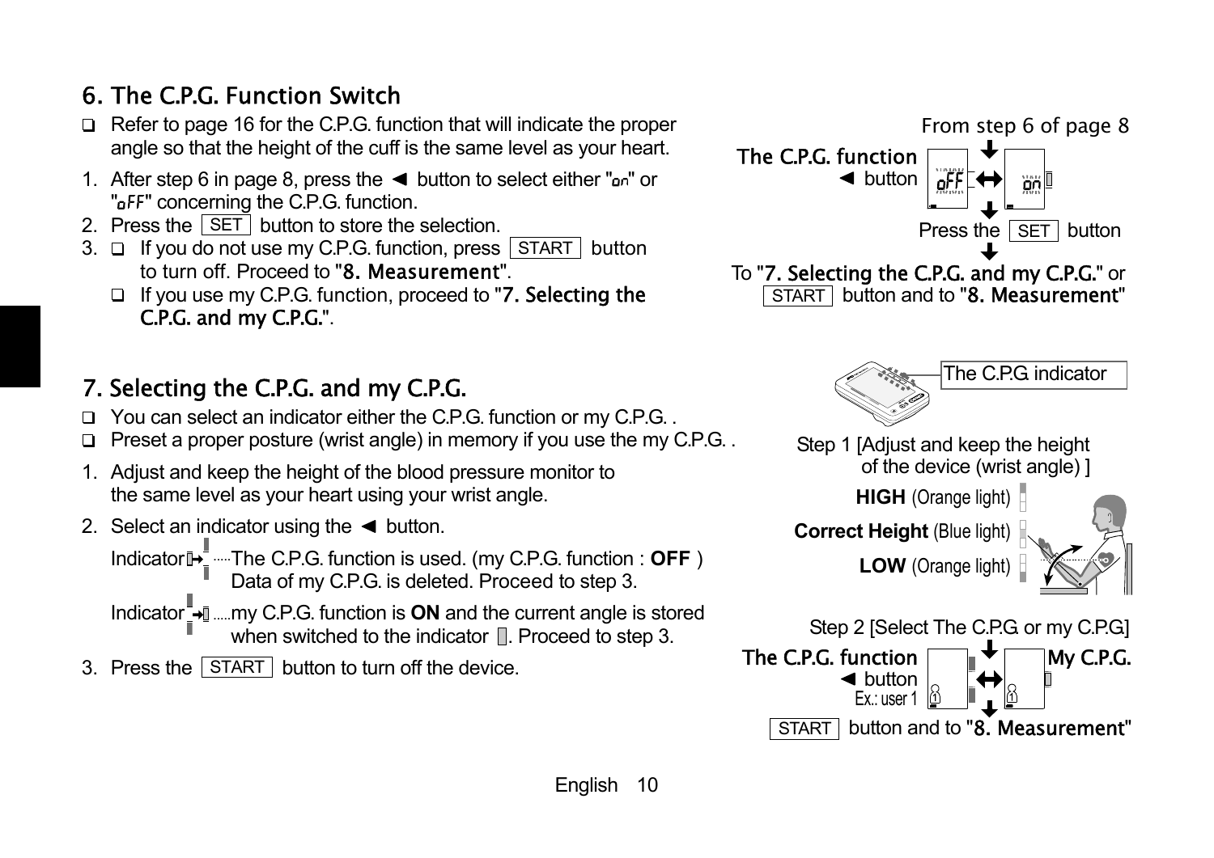## 6. The C.P.G. Function Switch

- Refer to page 16 for the C.P.G. function that will indicate the proper angle so that the height of the cuff is the same level as your heart.

1. After step 6 in page 8, press the ◄ button to select either "on" or "oFF" concerning the C.P.G. function.
2. Press the SET button to store the selection.
3. - If you do not use my C.P.G. function, press START button to turn off. Proceed to "8. Measurement".
   - If you use my C.P.G. function, proceed to "7. Selecting the C.P.G. and my C.P.G.".

From step 6 of page 8

The C.P.G. function ◄ button

oFF ↔ on

Press the SET button

To "7. Selecting the C.P.G. and my C.P.G." or START button and to "8. Measurement"

## 7. Selecting the C.P.G. and my C.P.G.

- You can select an indicator either the C.P.G. function or my C.P.G. .
- Preset a proper posture (wrist angle) in memory if you use the my C.P.G. .

1. Adjust and keep the height of the blood pressure monitor to the same level as your heart using your wrist angle.
2. Select an indicator using the ◄ button.

   Indicator ..... The C.P.G. function is used. (my C.P.G. function : **OFF** ) Data of my C.P.G. is deleted. Proceed to step 3.

   Indicator ..... my C.P.G. function is **ON** and the current angle is stored when switched to the indicator . Proceed to step 3.

3. Press the START button to turn off the device.

The C.P.G. indicator

Step 1 [Adjust and keep the height of the device (wrist angle) ]

**HIGH** (Orange light)

**Correct Height** (Blue light)

**LOW** (Orange light)

Step 2 [Select The C.P.G. or my C.P.G]

The C.P.G. function ◄ button Ex.: user 1

My C.P.G.

START button and to "8. Measurement"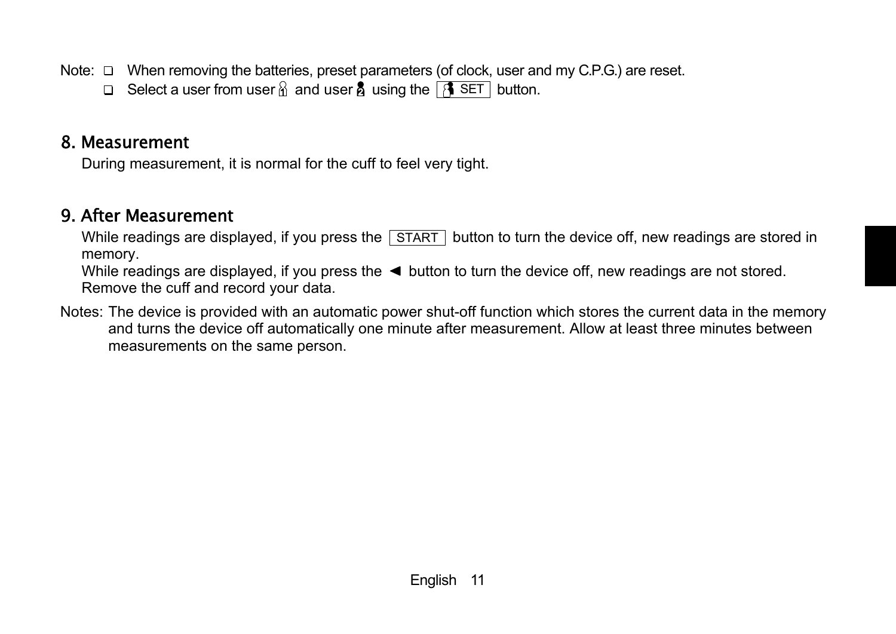Note:
- When removing the batteries, preset parameters (of clock, user and my C.P.G.) are reset.
- Select a user from user 1 and user 2 using the [SET] button.

## 8. Measurement

During measurement, it is normal for the cuff to feel very tight.

## 9. After Measurement

While readings are displayed, if you press the [START] button to turn the device off, new readings are stored in memory.
While readings are displayed, if you press the ◄ button to turn the device off, new readings are not stored.
Remove the cuff and record your data.

Notes: The device is provided with an automatic power shut-off function which stores the current data in the memory and turns the device off automatically one minute after measurement. Allow at least three minutes between measurements on the same person.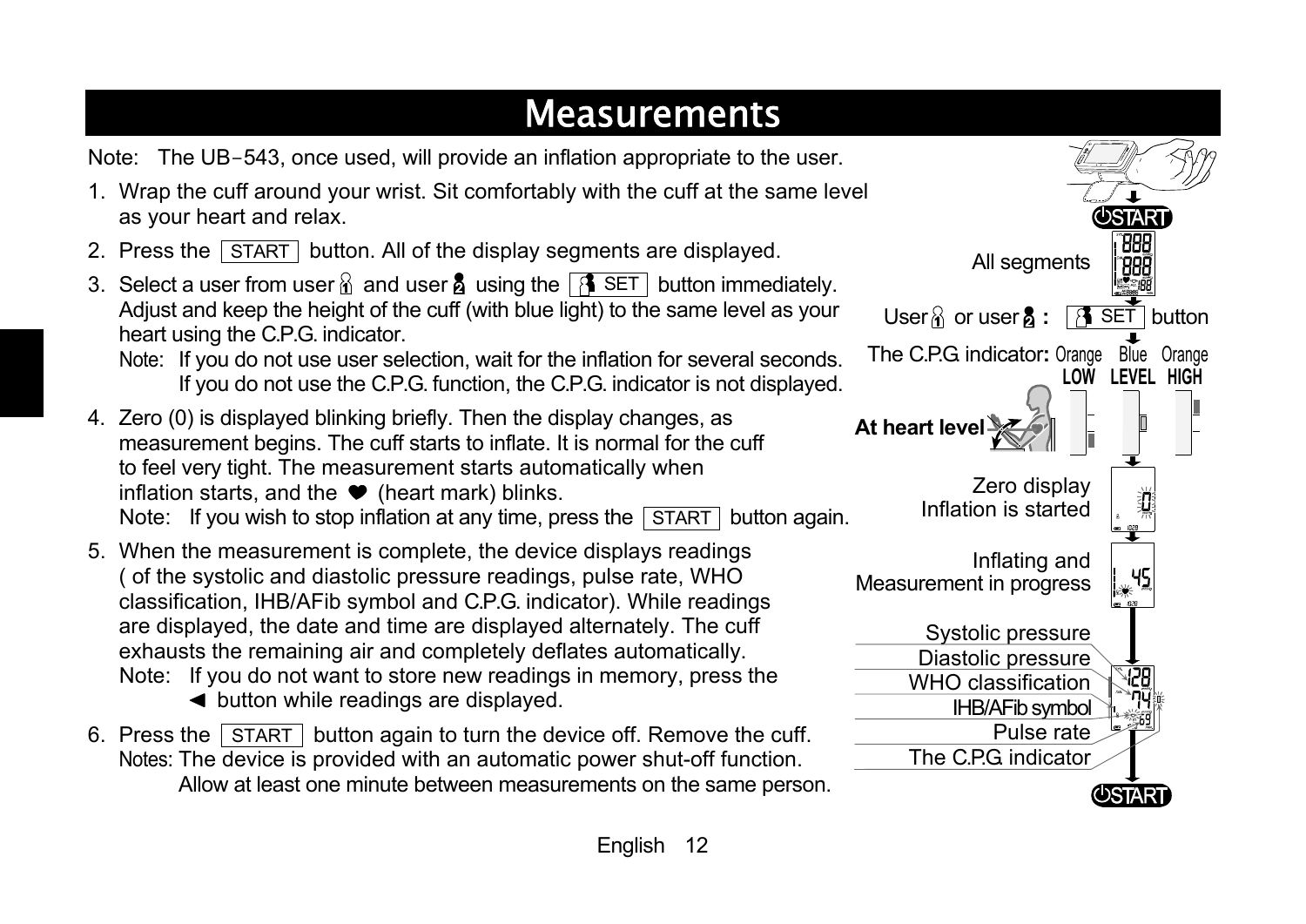# Measurements

Note: The UB-543, once used, will provide an inflation appropriate to the user.

1. Wrap the cuff around your wrist. Sit comfortably with the cuff at the same level as your heart and relax.
2. Press the START button. All of the display segments are displayed.
3. Select a user from user 1 and user 2 using the SET button immediately. Adjust and keep the height of the cuff (with blue light) to the same level as your heart using the C.P.G. indicator.

   Note: If you do not use user selection, wait for the inflation for several seconds. If you do not use the C.P.G. function, the C.P.G. indicator is not displayed.
4. Zero (0) is displayed blinking briefly. Then the display changes, as measurement begins. The cuff starts to inflate. It is normal for the cuff to feel very tight. The measurement starts automatically when inflation starts, and the ❤ (heart mark) blinks.

   Note: If you wish to stop inflation at any time, press the START button again.
5. When the measurement is complete, the device displays readings ( of the systolic and diastolic pressure readings, pulse rate, WHO classification, IHB/AFib symbol and C.P.G. indicator). While readings are displayed, the date and time are displayed alternately. The cuff exhausts the remaining air and completely deflates automatically.

   Note: If you do not want to store new readings in memory, press the ◄ button while readings are displayed.
6. Press the START button again to turn the device off. Remove the cuff.

   Notes: The device is provided with an automatic power shut-off function. Allow at least one minute between measurements on the same person.

START

All segments

User 1 or user 2 : SET button

The C.P.G. indicator: Orange LOW, Blue LEVEL, Orange HIGH

At heart level

Zero display
Inflation is started

Inflating and
Measurement in progress

Systolic pressure
Diastolic pressure
WHO classification
IHB/AFib symbol
Pulse rate
The C.P.G indicator

START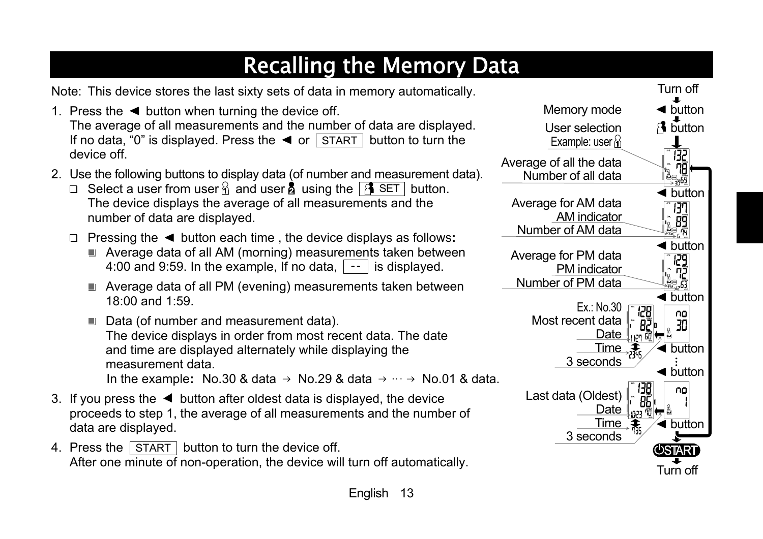# Recalling the Memory Data

Note: This device stores the last sixty sets of data in memory automatically.

1. Press the ◄ button when turning the device off.
   The average of all measurements and the number of data are displayed.
   If no data, "0" is displayed. Press the ◄ or START button to turn the device off.
2. Use the following buttons to display data (of number and measurement data).
   - Select a user from user 1 and user 2 using the SET button.
     The device displays the average of all measurements and the number of data are displayed.
   - Pressing the ◄ button each time , the device displays as follows:
     - Average data of all AM (morning) measurements taken between 4:00 and 9:59. In the example, If no data, -- is displayed.
     - Average data of all PM (evening) measurements taken between 18:00 and 1:59.
     - Data (of number and measurement data).
       The device displays in order from most recent data. The date and time are displayed alternately while displaying the measurement data.
       In the example**:** No.30 & data → No.29 & data → ··· → No.01 & data.
3. If you press the ◄ button after oldest data is displayed, the device proceeds to step 1, the average of all measurements and the number of data are displayed.
4. Press the START button to turn the device off.
   After one minute of non-operation, the device will turn off automatically.

Turn off
Memory mode — ◄ button
User selection — button
Example: user 1
Average of all the data
Number of all data
◄ button
Average for AM data
AM indicator
Number of AM data
◄ button
Average for PM data
PM indicator
Number of PM data
◄ button
Ex.: No.30
Most recent data
Date
Time
3 seconds
◄ button
⋮
◄ button
Last data (Oldest)
Date
Time
3 seconds
◄ button
START
Turn off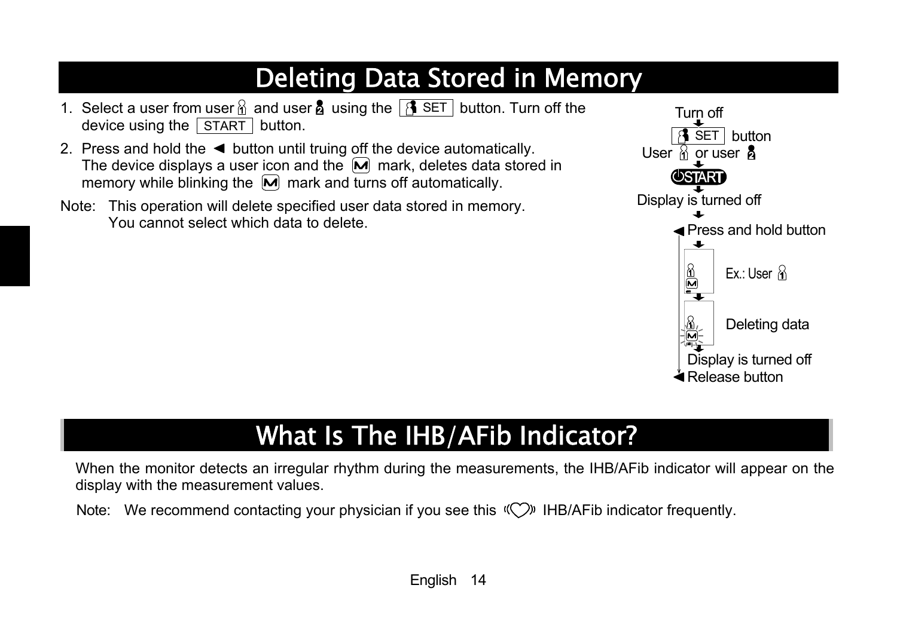# Deleting Data Stored in Memory

1. Select a user from user 1 and user 2 using the SET button. Turn off the device using the START button.
2. Press and hold the ◄ button until truing off the device automatically. The device displays a user icon and the M mark, deletes data stored in memory while blinking the M mark and turns off automatically.

Note: This operation will delete specified user data stored in memory. You cannot select which data to delete.

Turn off

SET button

User 1 or user 2

START

Display is turned off

◄ Press and hold button

Ex.: User 1

Deleting data

Display is turned off

◄ Release button

# What Is The IHB/AFib Indicator?

When the monitor detects an irregular rhythm during the measurements, the IHB/AFib indicator will appear on the display with the measurement values.

Note: We recommend contacting your physician if you see this IHB/AFib indicator frequently.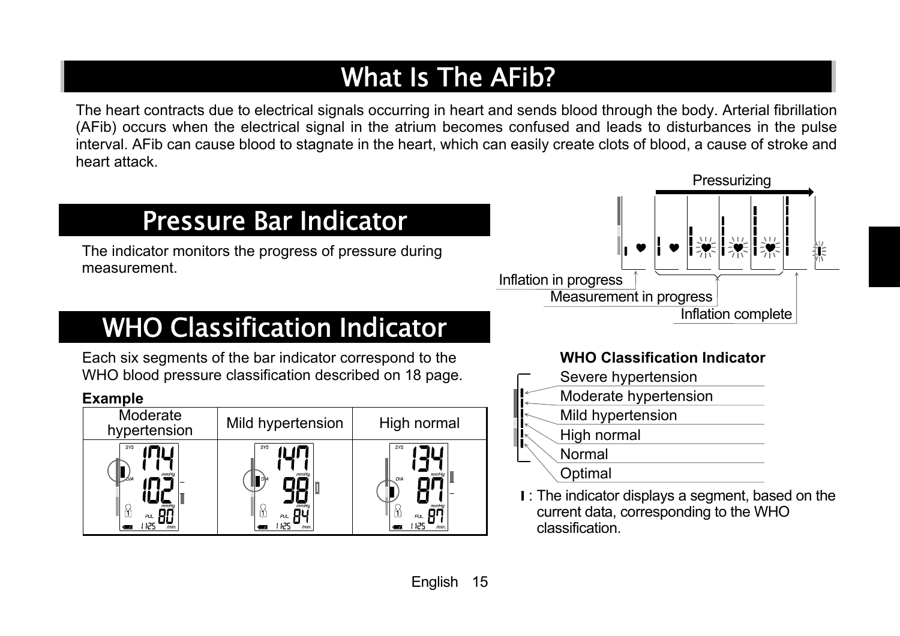# What Is The AFib?

The heart contracts due to electrical signals occurring in heart and sends blood through the body. Arterial fibrillation (AFib) occurs when the electrical signal in the atrium becomes confused and leads to disturbances in the pulse interval. AFib can cause blood to stagnate in the heart, which can easily create clots of blood, a cause of stroke and heart attack.

# Pressure Bar Indicator

The indicator monitors the progress of pressure during measurement.

Pressurizing

Inflation in progress

Measurement in progress

Inflation complete

# WHO Classification Indicator

Each six segments of the bar indicator correspond to the WHO blood pressure classification described on 18 page.

**Example**

| Moderate hypertension | Mild hypertension | High normal |
|---|---|---|
| SYS 174, DIA 102, PUL 80 | SYS 147, DIA 98, PUL 84 | SYS 134, DIA 87, PUL 87 |

**WHO Classification Indicator**

- Severe hypertension
- Moderate hypertension
- Mild hypertension
- High normal
- Normal
- Optimal

I : The indicator displays a segment, based on the current data, corresponding to the WHO classification.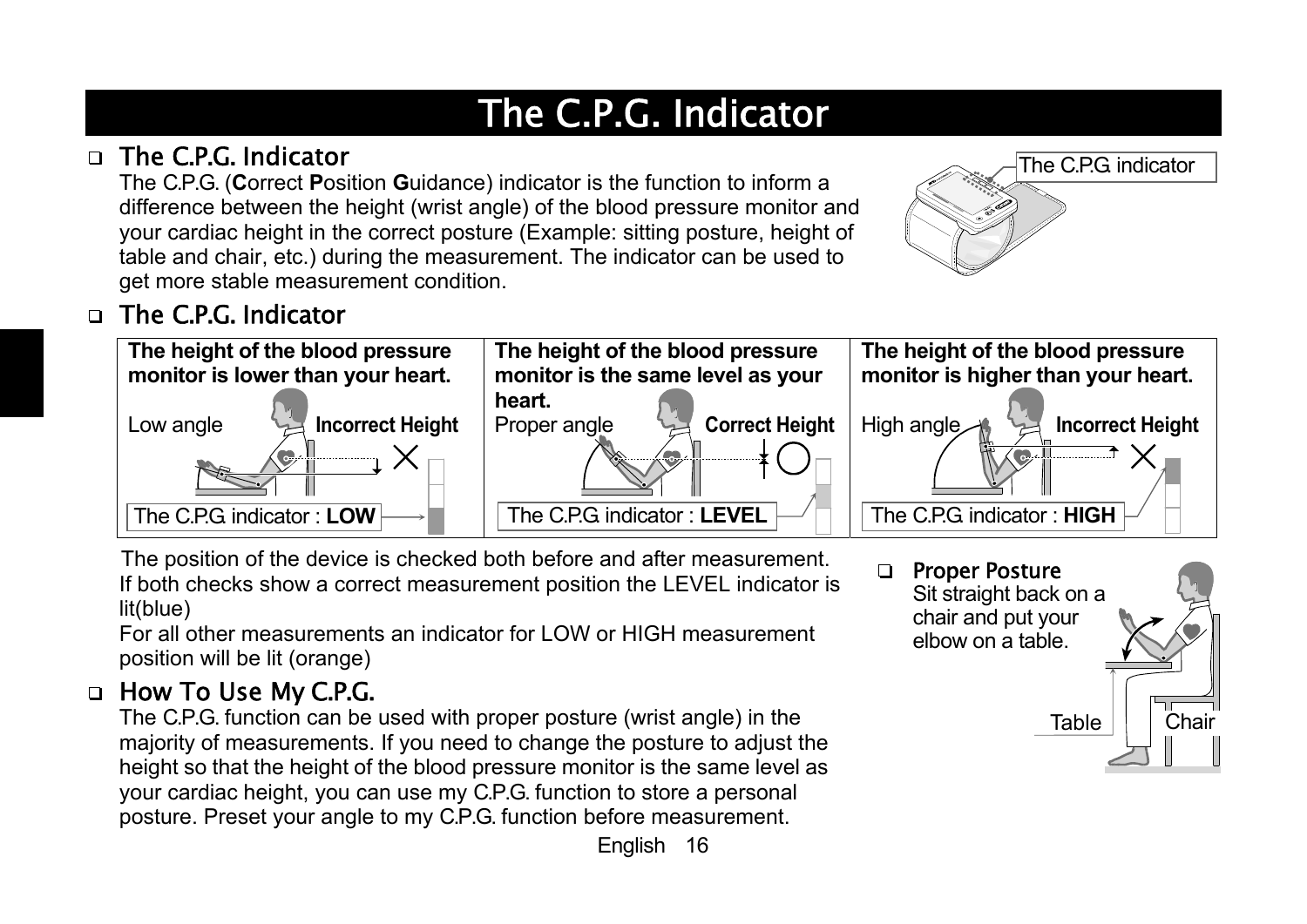# The C.P.G. Indicator

## The C.P.G. Indicator

The C.P.G. (**C**orrect **P**osition **G**uidance) indicator is the function to inform a difference between the height (wrist angle) of the blood pressure monitor and your cardiac height in the correct posture (Example: sitting posture, height of table and chair, etc.) during the measurement. The indicator can be used to get more stable measurement condition.

The C.P.G. indicator

## The C.P.G. Indicator

| **The height of the blood pressure monitor is lower than your heart.** | **The height of the blood pressure monitor is the same level as your heart.** | **The height of the blood pressure monitor is higher than your heart.** |
|---|---|---|
| Low angle — **Incorrect Height** | Proper angle — **Correct Height** | High angle — **Incorrect Height** |
| The C.P.G. indicator : **LOW** | The C.P.G. indicator : **LEVEL** | The C.P.G. indicator : **HIGH** |

The position of the device is checked both before and after measurement. If both checks show a correct measurement position the LEVEL indicator is lit(blue)

For all other measurements an indicator for LOW or HIGH measurement position will be lit (orange)

## Proper Posture

Sit straight back on a chair and put your elbow on a table.

Table

Chair

## How To Use My C.P.G.

The C.P.G. function can be used with proper posture (wrist angle) in the majority of measurements. If you need to change the posture to adjust the height so that the height of the blood pressure monitor is the same level as your cardiac height, you can use my C.P.G. function to store a personal posture. Preset your angle to my C.P.G. function before measurement.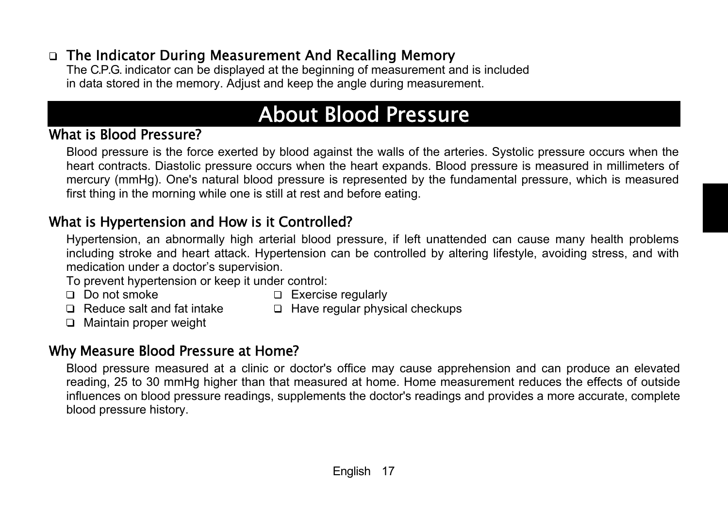- **The Indicator During Measurement And Recalling Memory**

  The C.P.G. indicator can be displayed at the beginning of measurement and is included in data stored in the memory. Adjust and keep the angle during measurement.

# About Blood Pressure

## What is Blood Pressure?

Blood pressure is the force exerted by blood against the walls of the arteries. Systolic pressure occurs when the heart contracts. Diastolic pressure occurs when the heart expands. Blood pressure is measured in millimeters of mercury (mmHg). One's natural blood pressure is represented by the fundamental pressure, which is measured first thing in the morning while one is still at rest and before eating.

## What is Hypertension and How is it Controlled?

Hypertension, an abnormally high arterial blood pressure, if left unattended can cause many health problems including stroke and heart attack. Hypertension can be controlled by altering lifestyle, avoiding stress, and with medication under a doctor’s supervision.

To prevent hypertension or keep it under control:

- Do not smoke
- Reduce salt and fat intake
- Maintain proper weight
- Exercise regularly
- Have regular physical checkups

## Why Measure Blood Pressure at Home?

Blood pressure measured at a clinic or doctor's office may cause apprehension and can produce an elevated reading, 25 to 30 mmHg higher than that measured at home. Home measurement reduces the effects of outside influences on blood pressure readings, supplements the doctor's readings and provides a more accurate, complete blood pressure history.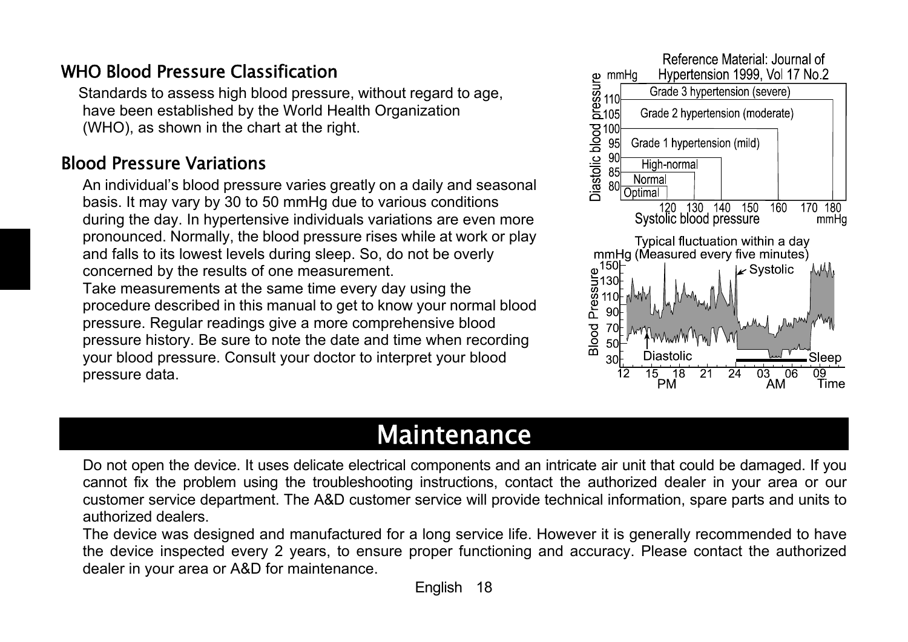## WHO Blood Pressure Classification

Standards to assess high blood pressure, without regard to age, have been established by the World Health Organization (WHO), as shown in the chart at the right.

## Blood Pressure Variations

An individual's blood pressure varies greatly on a daily and seasonal basis. It may vary by 30 to 50 mmHg due to various conditions during the day. In hypertensive individuals variations are even more pronounced. Normally, the blood pressure rises while at work or play and falls to its lowest levels during sleep. So, do not be overly concerned by the results of one measurement.

Take measurements at the same time every day using the procedure described in this manual to get to know your normal blood pressure. Regular readings give a more comprehensive blood pressure history. Be sure to note the date and time when recording your blood pressure. Consult your doctor to interpret your blood pressure data.

Reference Material: Journal of Hypertension 1999, Vol 17 No.2

Typical fluctuation within a day (Measured every five minutes)

# Maintenance

Do not open the device. It uses delicate electrical components and an intricate air unit that could be damaged. If you cannot fix the problem using the troubleshooting instructions, contact the authorized dealer in your area or our customer service department. The A&D customer service will provide technical information, spare parts and units to authorized dealers.

The device was designed and manufactured for a long service life. However it is generally recommended to have the device inspected every 2 years, to ensure proper functioning and accuracy. Please contact the authorized dealer in your area or A&D for maintenance.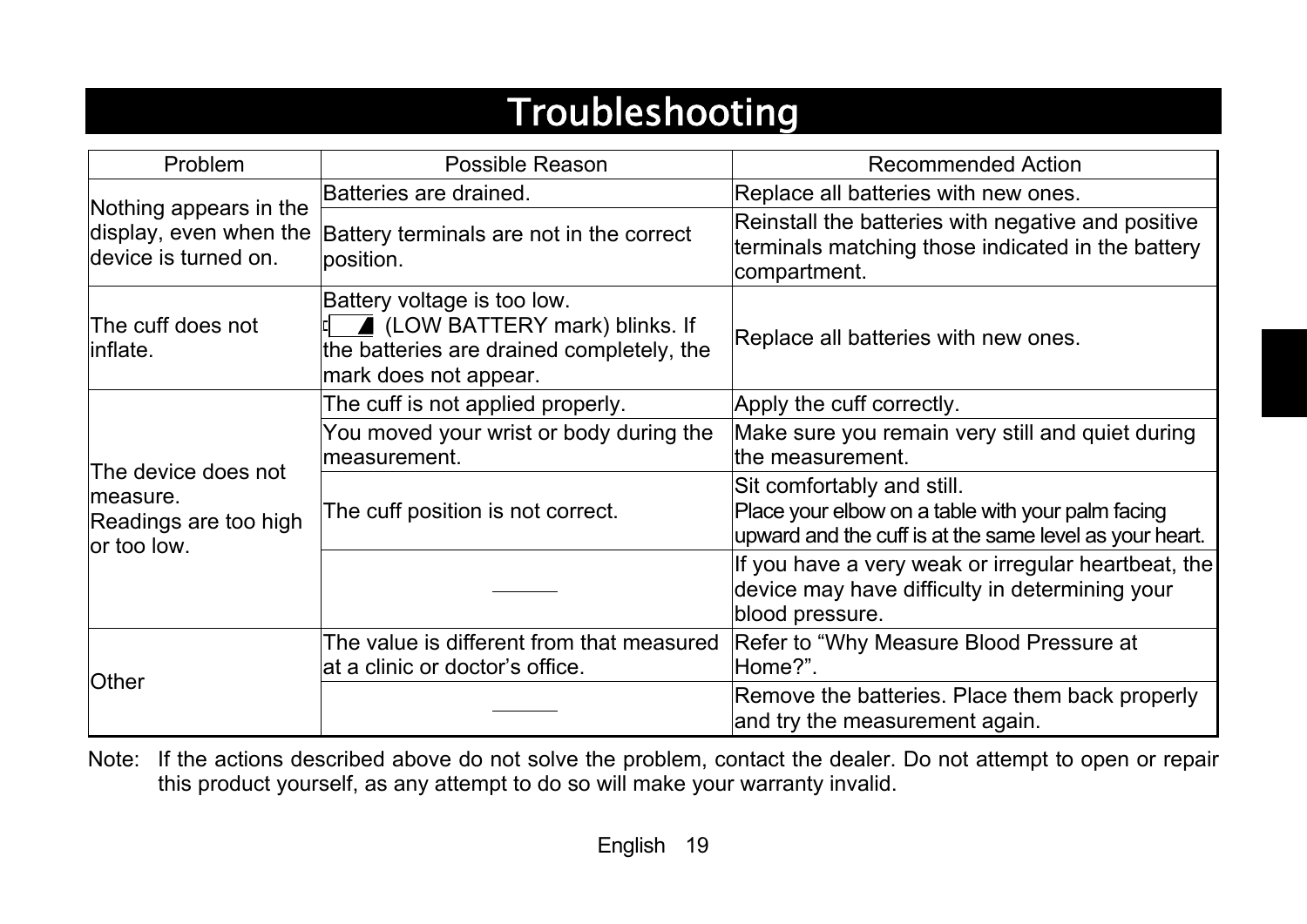# Troubleshooting

| Problem | Possible Reason | Recommended Action |
|---|---|---|
| Nothing appears in the display, even when the device is turned on. | Batteries are drained. | Replace all batteries with new ones. |
| | Battery terminals are not in the correct position. | Reinstall the batteries with negative and positive terminals matching those indicated in the battery compartment. |
| The cuff does not inflate. | Battery voltage is too low. (LOW BATTERY mark) blinks. If the batteries are drained completely, the mark does not appear. | Replace all batteries with new ones. |
| The device does not measure. Readings are too high or too low. | The cuff is not applied properly. | Apply the cuff correctly. |
| | You moved your wrist or body during the measurement. | Make sure you remain very still and quiet during the measurement. |
| | The cuff position is not correct. | Sit comfortably and still. Place your elbow on a table with your palm facing upward and the cuff is at the same level as your heart. |
| | —— | If you have a very weak or irregular heartbeat, the device may have difficulty in determining your blood pressure. |
| Other | The value is different from that measured at a clinic or doctor's office. | Refer to "Why Measure Blood Pressure at Home?". |
| | —— | Remove the batteries. Place them back properly and try the measurement again. |

Note: If the actions described above do not solve the problem, contact the dealer. Do not attempt to open or repair this product yourself, as any attempt to do so will make your warranty invalid.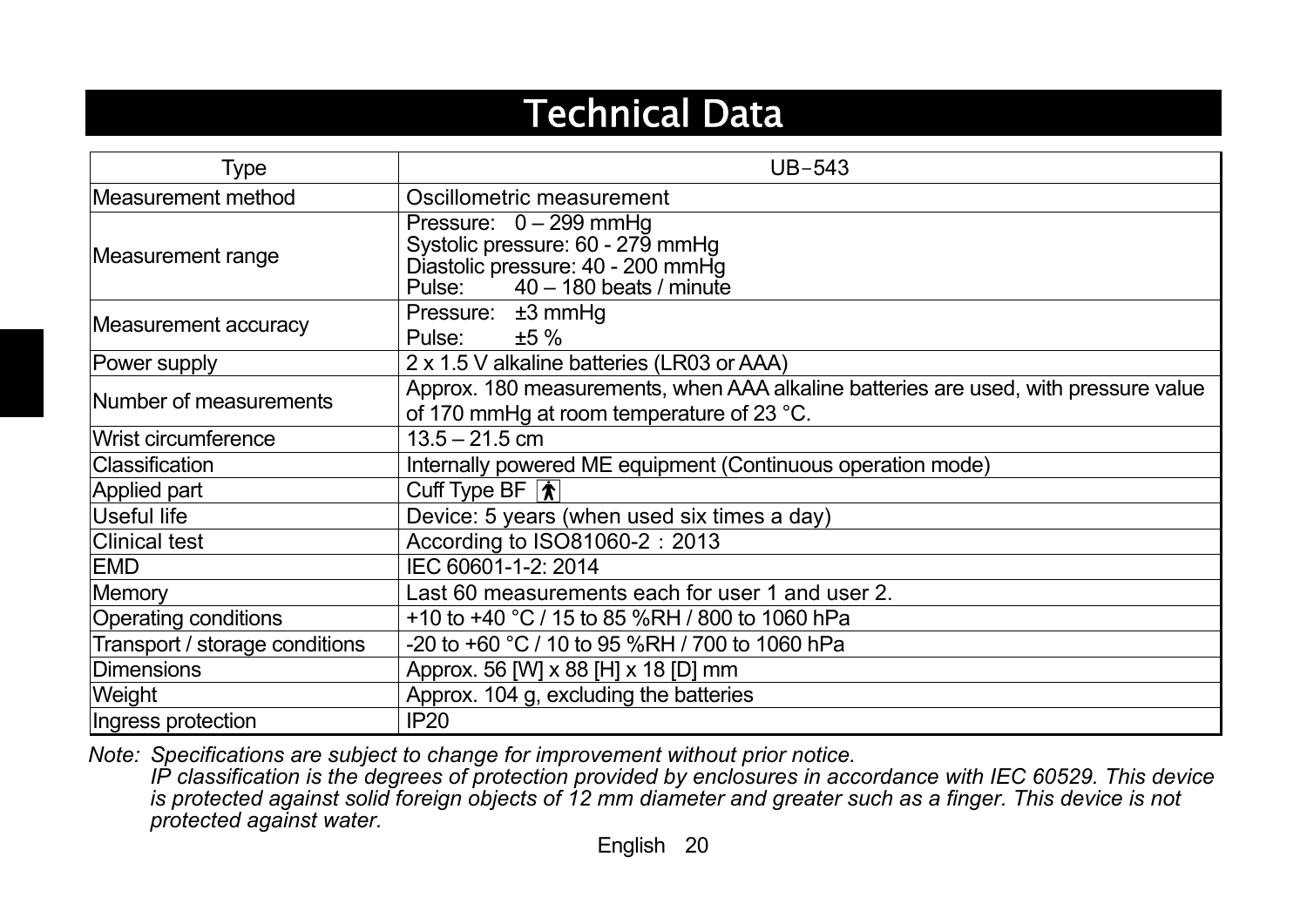# Technical Data

| Type | UB-543 |
| --- | --- |
| Measurement method | Oscillometric measurement |
| Measurement range | Pressure: 0 – 299 mmHg<br>Systolic pressure: 60 - 279 mmHg<br>Diastolic pressure: 40 - 200 mmHg<br>Pulse: 40 – 180 beats / minute |
| Measurement accuracy | Pressure: ±3 mmHg<br>Pulse: ±5 % |
| Power supply | 2 x 1.5 V alkaline batteries (LR03 or AAA) |
| Number of measurements | Approx. 180 measurements, when AAA alkaline batteries are used, with pressure value of 170 mmHg at room temperature of 23 °C. |
| Wrist circumference | 13.5 – 21.5 cm |
| Classification | Internally powered ME equipment (Continuous operation mode) |
| Applied part | Cuff Type BF |
| Useful life | Device: 5 years (when used six times a day) |
| Clinical test | According to ISO81060-2：2013 |
| EMD | IEC 60601-1-2: 2014 |
| Memory | Last 60 measurements each for user 1 and user 2. |
| Operating conditions | +10 to +40 °C / 15 to 85 %RH / 800 to 1060 hPa |
| Transport / storage conditions | -20 to +60 °C / 10 to 95 %RH / 700 to 1060 hPa |
| Dimensions | Approx. 56 [W] x 88 [H] x 18 [D] mm |
| Weight | Approx. 104 g, excluding the batteries |
| Ingress protection | IP20 |

*Note: Specifications are subject to change for improvement without prior notice.*
*IP classification is the degrees of protection provided by enclosures in accordance with IEC 60529. This device is protected against solid foreign objects of 12 mm diameter and greater such as a finger. This device is not protected against water.*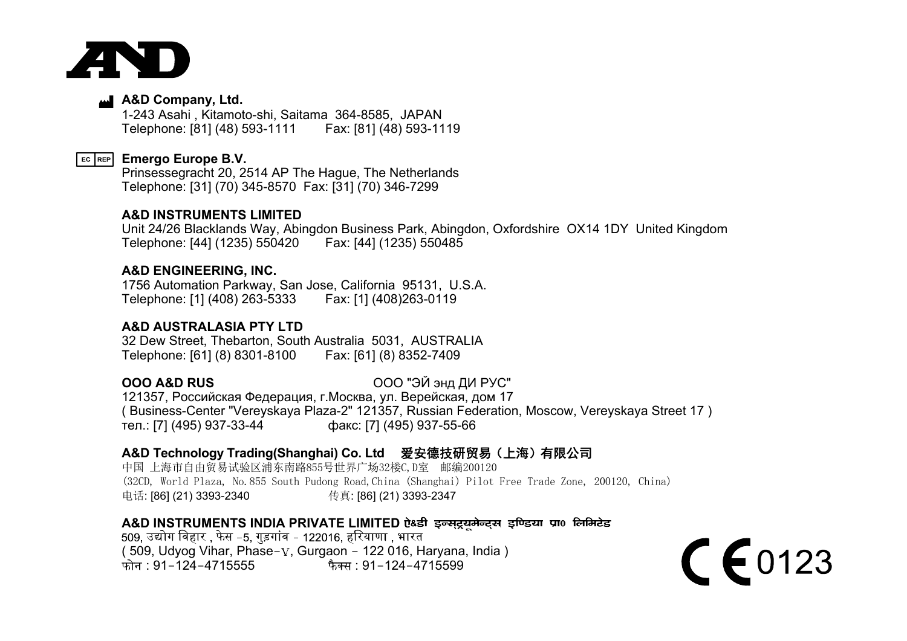**A&D Company, Ltd.**
1-243 Asahi , Kitamoto-shi, Saitama 364-8585, JAPAN
Telephone: [81] (48) 593-1111 Fax: [81] (48) 593-1119

EC REP **Emergo Europe B.V.**
Prinsessegracht 20, 2514 AP The Hague, The Netherlands
Telephone: [31] (70) 345-8570 Fax: [31] (70) 346-7299

**A&D INSTRUMENTS LIMITED**
Unit 24/26 Blacklands Way, Abingdon Business Park, Abingdon, Oxfordshire OX14 1DY United Kingdom
Telephone: [44] (1235) 550420 Fax: [44] (1235) 550485

**A&D ENGINEERING, INC.**
1756 Automation Parkway, San Jose, California 95131, U.S.A.
Telephone: [1] (408) 263-5333 Fax: [1] (408)263-0119

**A&D AUSTRALASIA PTY LTD**
32 Dew Street, Thebarton, South Australia 5031, AUSTRALIA
Telephone: [61] (8) 8301-8100 Fax: [61] (8) 8352-7409

**OOO A&D RUS** ООО "ЭЙ энд ДИ РУС"
121357, Российская Федерация, г.Москва, ул. Верейская, дом 17
( Business-Center "Vereyskaya Plaza-2" 121357, Russian Federation, Moscow, Vereyskaya Street 17 )
тел.: [7] (495) 937-33-44 факс: [7] (495) 937-55-66

**A&D Technology Trading(Shanghai) Co. Ltd 爱安德技研贸易（上海）有限公司**
中国 上海市自由贸易试验区浦东南路855号世界广场32楼C,D室 邮编200120
(32CD, World Plaza, No.855 South Pudong Road,China (Shanghai) Pilot Free Trade Zone, 200120, China)
电话: [86] (21) 3393-2340 传真: [86] (21) 3393-2347

**A&D INSTRUMENTS INDIA PRIVATE LIMITED ऐ&डी इन्स्ट्रयूमेन्ट्स इण्डिया प्रा० लिमिटेड**
509, उद्योग विहार , फेस -5, गुड़गांव - 122016, हरियाणा , भारत
( 509, Udyog Vihar, Phase-V, Gurgaon - 122 016, Haryana, India )
फोन : 91-124-4715555 फैक्स : 91-124-4715599

CE 0123